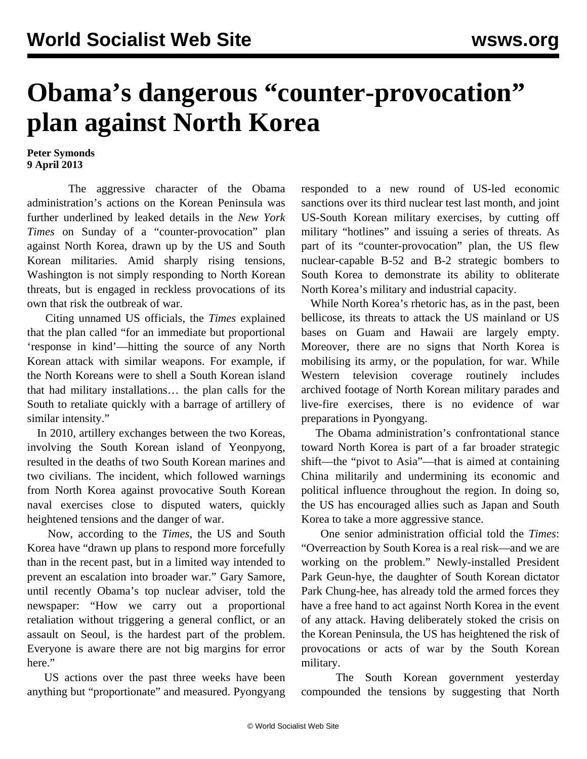# Obama's dangerous "counter-provocation" plan against North Korea

**Peter Symonds**
**9 April 2013**

The aggressive character of the Obama administration's actions on the Korean Peninsula was further underlined by leaked details in the *New York Times* on Sunday of a "counter-provocation" plan against North Korea, drawn up by the US and South Korean militaries. Amid sharply rising tensions, Washington is not simply responding to North Korean threats, but is engaged in reckless provocations of its own that risk the outbreak of war.

Citing unnamed US officials, the *Times* explained that the plan called "for an immediate but proportional 'response in kind'—hitting the source of any North Korean attack with similar weapons. For example, if the North Koreans were to shell a South Korean island that had military installations… the plan calls for the South to retaliate quickly with a barrage of artillery of similar intensity."

In 2010, artillery exchanges between the two Koreas, involving the South Korean island of Yeonpyong, resulted in the deaths of two South Korean marines and two civilians. The incident, which followed warnings from North Korea against provocative South Korean naval exercises close to disputed waters, quickly heightened tensions and the danger of war.

Now, according to the *Times*, the US and South Korea have "drawn up plans to respond more forcefully than in the recent past, but in a limited way intended to prevent an escalation into broader war." Gary Samore, until recently Obama's top nuclear adviser, told the newspaper: "How we carry out a proportional retaliation without triggering a general conflict, or an assault on Seoul, is the hardest part of the problem. Everyone is aware there are not big margins for error here."

US actions over the past three weeks have been anything but "proportionate" and measured. Pyongyang responded to a new round of US-led economic sanctions over its third nuclear test last month, and joint US-South Korean military exercises, by cutting off military "hotlines" and issuing a series of threats. As part of its "counter-provocation" plan, the US flew nuclear-capable B-52 and B-2 strategic bombers to South Korea to demonstrate its ability to obliterate North Korea's military and industrial capacity.

While North Korea's rhetoric has, as in the past, been bellicose, its threats to attack the US mainland or US bases on Guam and Hawaii are largely empty. Moreover, there are no signs that North Korea is mobilising its army, or the population, for war. While Western television coverage routinely includes archived footage of North Korean military parades and live-fire exercises, there is no evidence of war preparations in Pyongyang.

The Obama administration's confrontational stance toward North Korea is part of a far broader strategic shift—the "pivot to Asia"—that is aimed at containing China militarily and undermining its economic and political influence throughout the region. In doing so, the US has encouraged allies such as Japan and South Korea to take a more aggressive stance.

One senior administration official told the *Times*: "Overreaction by South Korea is a real risk—and we are working on the problem." Newly-installed President Park Geun-hye, the daughter of South Korean dictator Park Chung-hee, has already told the armed forces they have a free hand to act against North Korea in the event of any attack. Having deliberately stoked the crisis on the Korean Peninsula, the US has heightened the risk of provocations or acts of war by the South Korean military.

The South Korean government yesterday compounded the tensions by suggesting that North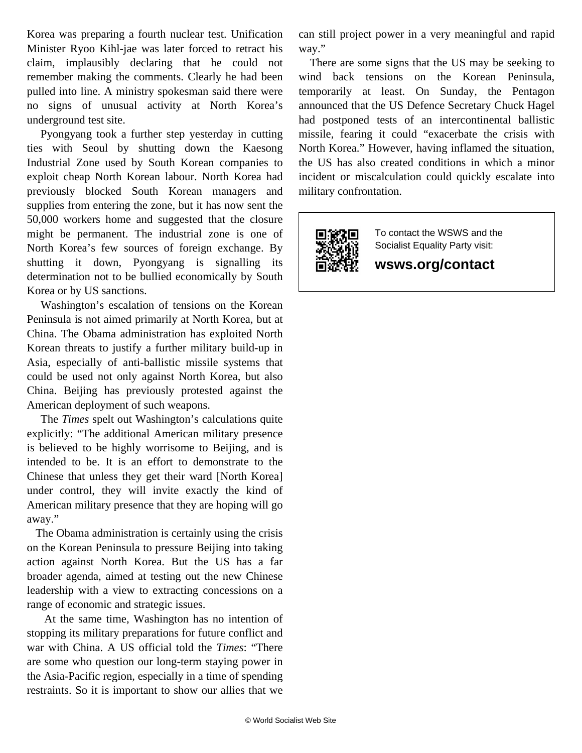Korea was preparing a fourth nuclear test. Unification Minister Ryoo Kihl-jae was later forced to retract his claim, implausibly declaring that he could not remember making the comments. Clearly he had been pulled into line. A ministry spokesman said there were no signs of unusual activity at North Korea's underground test site.

Pyongyang took a further step yesterday in cutting ties with Seoul by shutting down the Kaesong Industrial Zone used by South Korean companies to exploit cheap North Korean labour. North Korea had previously blocked South Korean managers and supplies from entering the zone, but it has now sent the 50,000 workers home and suggested that the closure might be permanent. The industrial zone is one of North Korea's few sources of foreign exchange. By shutting it down, Pyongyang is signalling its determination not to be bullied economically by South Korea or by US sanctions.

Washington's escalation of tensions on the Korean Peninsula is not aimed primarily at North Korea, but at China. The Obama administration has exploited North Korean threats to justify a further military build-up in Asia, especially of anti-ballistic missile systems that could be used not only against North Korea, but also China. Beijing has previously protested against the American deployment of such weapons.

The *Times* spelt out Washington's calculations quite explicitly: "The additional American military presence is believed to be highly worrisome to Beijing, and is intended to be. It is an effort to demonstrate to the Chinese that unless they get their ward [North Korea] under control, they will invite exactly the kind of American military presence that they are hoping will go away."

The Obama administration is certainly using the crisis on the Korean Peninsula to pressure Beijing into taking action against North Korea. But the US has a far broader agenda, aimed at testing out the new Chinese leadership with a view to extracting concessions on a range of economic and strategic issues.

At the same time, Washington has no intention of stopping its military preparations for future conflict and war with China. A US official told the *Times*: "There are some who question our long-term staying power in the Asia-Pacific region, especially in a time of spending restraints. So it is important to show our allies that we can still project power in a very meaningful and rapid way."

There are some signs that the US may be seeking to wind back tensions on the Korean Peninsula, temporarily at least. On Sunday, the Pentagon announced that the US Defence Secretary Chuck Hagel had postponed tests of an intercontinental ballistic missile, fearing it could "exacerbate the crisis with North Korea." However, having inflamed the situation, the US has also created conditions in which a minor incident or miscalculation could quickly escalate into military confrontation.

To contact the WSWS and the Socialist Equality Party visit:

**wsws.org/contact**